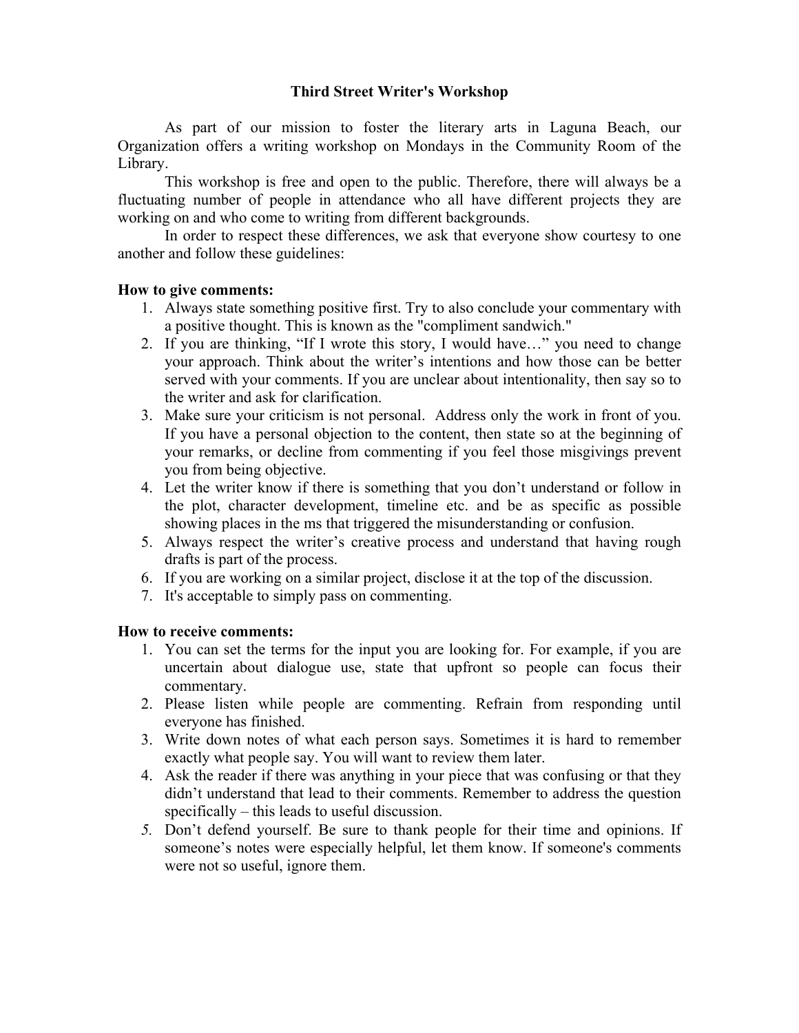# Third Street Writer's Workshop

As part of our mission to foster the literary arts in Laguna Beach, our Organization offers a writing workshop on Mondays in the Community Room of the Library.

This workshop is free and open to the public. Therefore, there will always be a fluctuating number of people in attendance who all have different projects they are working on and who come to writing from different backgrounds.

In order to respect these differences, we ask that everyone show courtesy to one another and follow these guidelines:

**How to give comments:**

1. Always state something positive first. Try to also conclude your commentary with a positive thought. This is known as the "compliment sandwich."
2. If you are thinking, "If I wrote this story, I would have…" you need to change your approach. Think about the writer's intentions and how those can be better served with your comments. If you are unclear about intentionality, then say so to the writer and ask for clarification.
3. Make sure your criticism is not personal. Address only the work in front of you. If you have a personal objection to the content, then state so at the beginning of your remarks, or decline from commenting if you feel those misgivings prevent you from being objective.
4. Let the writer know if there is something that you don't understand or follow in the plot, character development, timeline etc. and be as specific as possible showing places in the ms that triggered the misunderstanding or confusion.
5. Always respect the writer's creative process and understand that having rough drafts is part of the process.
6. If you are working on a similar project, disclose it at the top of the discussion.
7. It's acceptable to simply pass on commenting.

**How to receive comments:**

1. You can set the terms for the input you are looking for. For example, if you are uncertain about dialogue use, state that upfront so people can focus their commentary.
2. Please listen while people are commenting. Refrain from responding until everyone has finished.
3. Write down notes of what each person says. Sometimes it is hard to remember exactly what people say. You will want to review them later.
4. Ask the reader if there was anything in your piece that was confusing or that they didn't understand that lead to their comments. Remember to address the question specifically – this leads to useful discussion.
5. Don't defend yourself. Be sure to thank people for their time and opinions. If someone's notes were especially helpful, let them know. If someone's comments were not so useful, ignore them.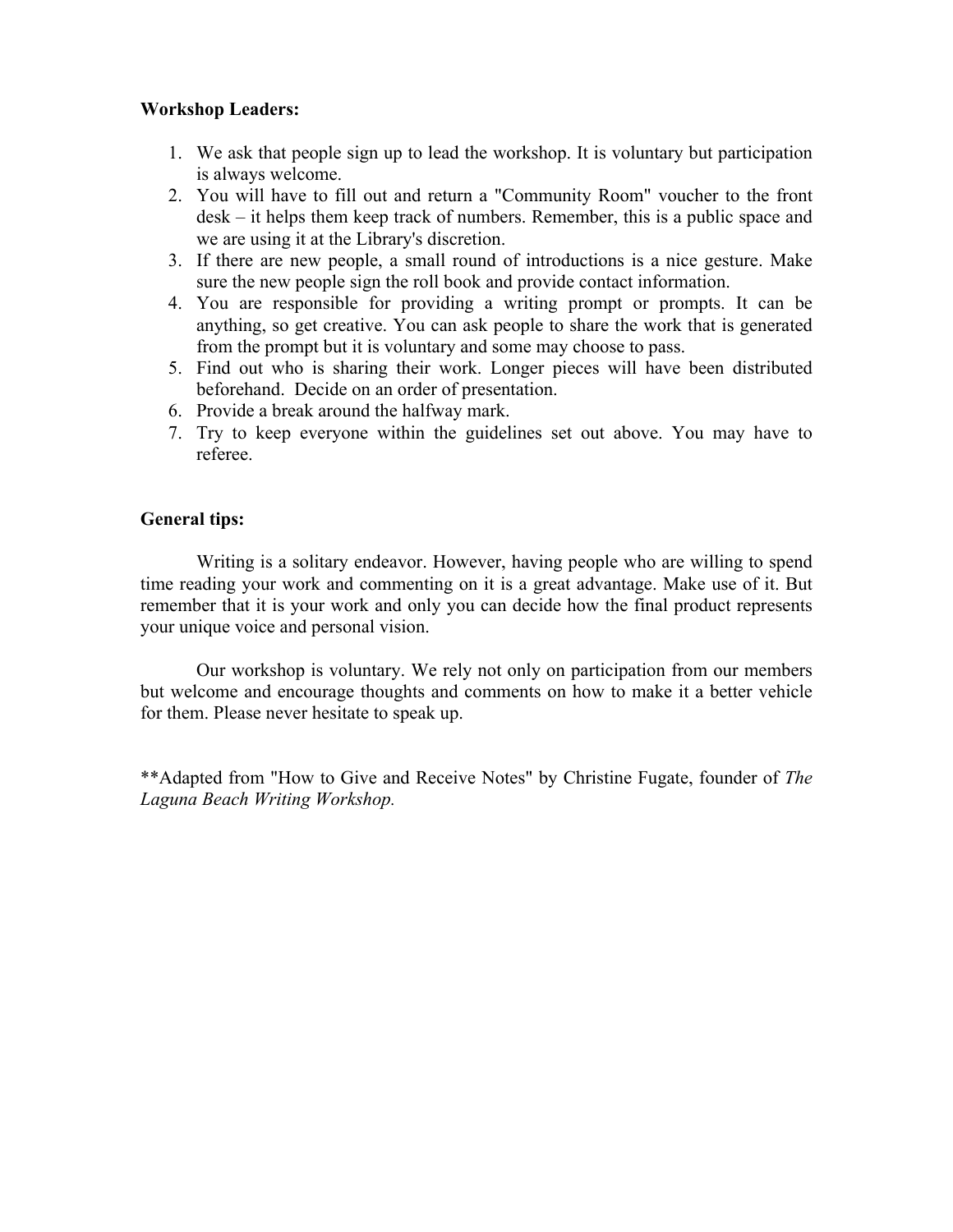**Workshop Leaders:**

1. We ask that people sign up to lead the workshop. It is voluntary but participation is always welcome.
2. You will have to fill out and return a "Community Room" voucher to the front desk – it helps them keep track of numbers. Remember, this is a public space and we are using it at the Library's discretion.
3. If there are new people, a small round of introductions is a nice gesture. Make sure the new people sign the roll book and provide contact information.
4. You are responsible for providing a writing prompt or prompts. It can be anything, so get creative. You can ask people to share the work that is generated from the prompt but it is voluntary and some may choose to pass.
5. Find out who is sharing their work. Longer pieces will have been distributed beforehand. Decide on an order of presentation.
6. Provide a break around the halfway mark.
7. Try to keep everyone within the guidelines set out above. You may have to referee.

**General tips:**

Writing is a solitary endeavor. However, having people who are willing to spend time reading your work and commenting on it is a great advantage. Make use of it. But remember that it is your work and only you can decide how the final product represents your unique voice and personal vision.

Our workshop is voluntary. We rely not only on participation from our members but welcome and encourage thoughts and comments on how to make it a better vehicle for them. Please never hesitate to speak up.

**Adapted from "How to Give and Receive Notes" by Christine Fugate, founder of *The Laguna Beach Writing Workshop.*